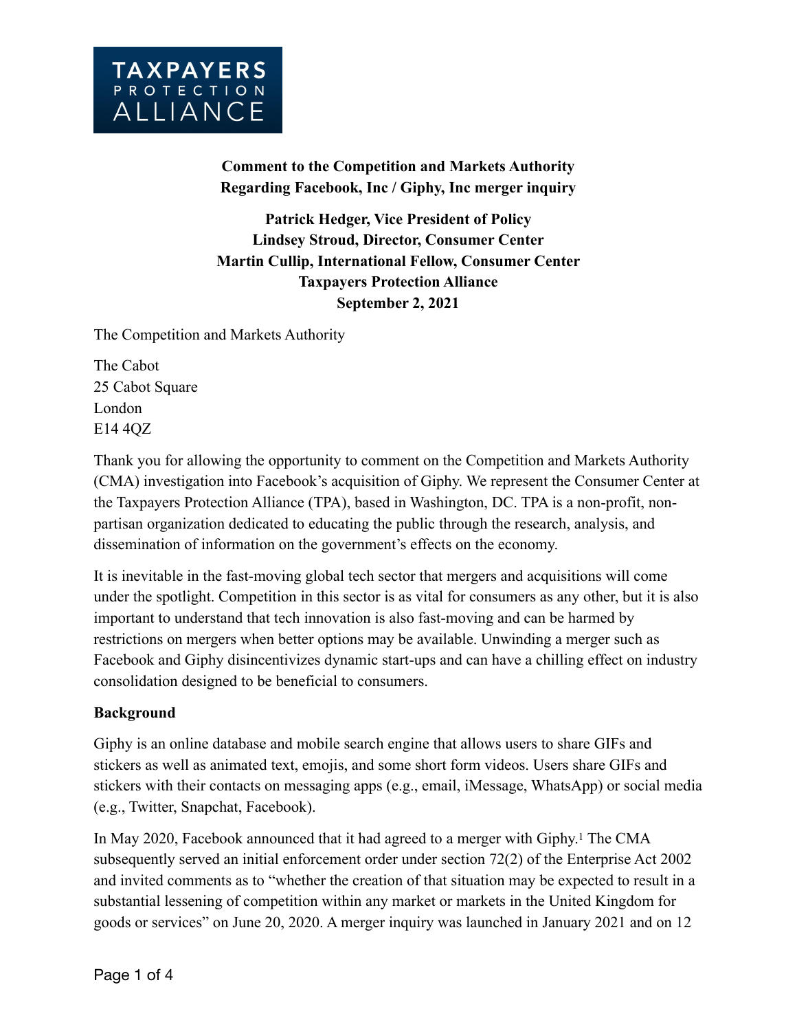TAXPAYERS PROTECTION ALLIANCE

**Comment to the Competition and Markets Authority**
**Regarding Facebook, Inc / Giphy, Inc merger inquiry**

**Patrick Hedger, Vice President of Policy**
**Lindsey Stroud, Director, Consumer Center**
**Martin Cullip, International Fellow, Consumer Center**
**Taxpayers Protection Alliance**
**September 2, 2021**

The Competition and Markets Authority

The Cabot
25 Cabot Square
London
E14 4QZ

Thank you for allowing the opportunity to comment on the Competition and Markets Authority (CMA) investigation into Facebook's acquisition of Giphy. We represent the Consumer Center at the Taxpayers Protection Alliance (TPA), based in Washington, DC. TPA is a non-profit, non-partisan organization dedicated to educating the public through the research, analysis, and dissemination of information on the government's effects on the economy.

It is inevitable in the fast-moving global tech sector that mergers and acquisitions will come under the spotlight. Competition in this sector is as vital for consumers as any other, but it is also important to understand that tech innovation is also fast-moving and can be harmed by restrictions on mergers when better options may be available. Unwinding a merger such as Facebook and Giphy disincentivizes dynamic start-ups and can have a chilling effect on industry consolidation designed to be beneficial to consumers.

**Background**

Giphy is an online database and mobile search engine that allows users to share GIFs and stickers as well as animated text, emojis, and some short form videos. Users share GIFs and stickers with their contacts on messaging apps (e.g., email, iMessage, WhatsApp) or social media (e.g., Twitter, Snapchat, Facebook).

In May 2020, Facebook announced that it had agreed to a merger with Giphy.[1] The CMA subsequently served an initial enforcement order under section 72(2) of the Enterprise Act 2002 and invited comments as to "whether the creation of that situation may be expected to result in a substantial lessening of competition within any market or markets in the United Kingdom for goods or services" on June 20, 2020. A merger inquiry was launched in January 2021 and on 12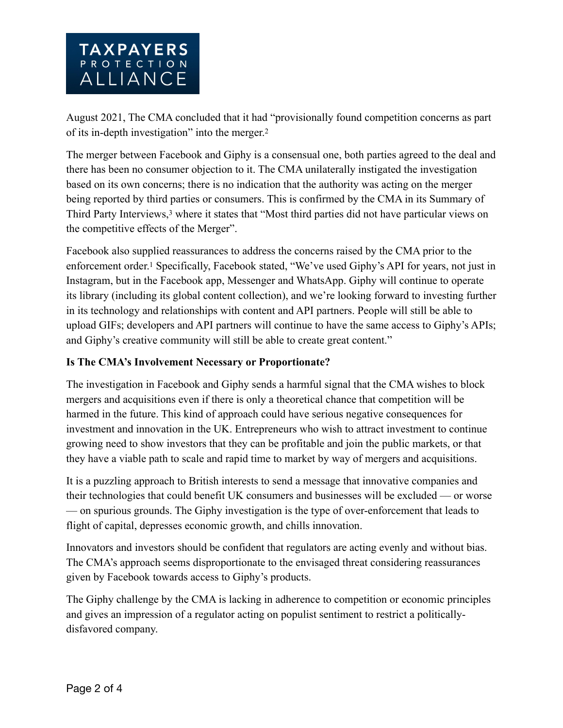August 2021, The CMA concluded that it had "provisionally found competition concerns as part of its in-depth investigation" into the merger.[2]

The merger between Facebook and Giphy is a consensual one, both parties agreed to the deal and there has been no consumer objection to it. The CMA unilaterally instigated the investigation based on its own concerns; there is no indication that the authority was acting on the merger being reported by third parties or consumers. This is confirmed by the CMA in its Summary of Third Party Interviews,[3] where it states that "Most third parties did not have particular views on the competitive effects of the Merger".

Facebook also supplied reassurances to address the concerns raised by the CMA prior to the enforcement order.[1] Specifically, Facebook stated, "We've used Giphy's API for years, not just in Instagram, but in the Facebook app, Messenger and WhatsApp. Giphy will continue to operate its library (including its global content collection), and we're looking forward to investing further in its technology and relationships with content and API partners. People will still be able to upload GIFs; developers and API partners will continue to have the same access to Giphy's APIs; and Giphy's creative community will still be able to create great content."

**Is The CMA's Involvement Necessary or Proportionate?**

The investigation in Facebook and Giphy sends a harmful signal that the CMA wishes to block mergers and acquisitions even if there is only a theoretical chance that competition will be harmed in the future. This kind of approach could have serious negative consequences for investment and innovation in the UK. Entrepreneurs who wish to attract investment to continue growing need to show investors that they can be profitable and join the public markets, or that they have a viable path to scale and rapid time to market by way of mergers and acquisitions.

It is a puzzling approach to British interests to send a message that innovative companies and their technologies that could benefit UK consumers and businesses will be excluded — or worse — on spurious grounds. The Giphy investigation is the type of over-enforcement that leads to flight of capital, depresses economic growth, and chills innovation.

Innovators and investors should be confident that regulators are acting evenly and without bias. The CMA's approach seems disproportionate to the envisaged threat considering reassurances given by Facebook towards access to Giphy's products.

The Giphy challenge by the CMA is lacking in adherence to competition or economic principles and gives an impression of a regulator acting on populist sentiment to restrict a politically-disfavored company.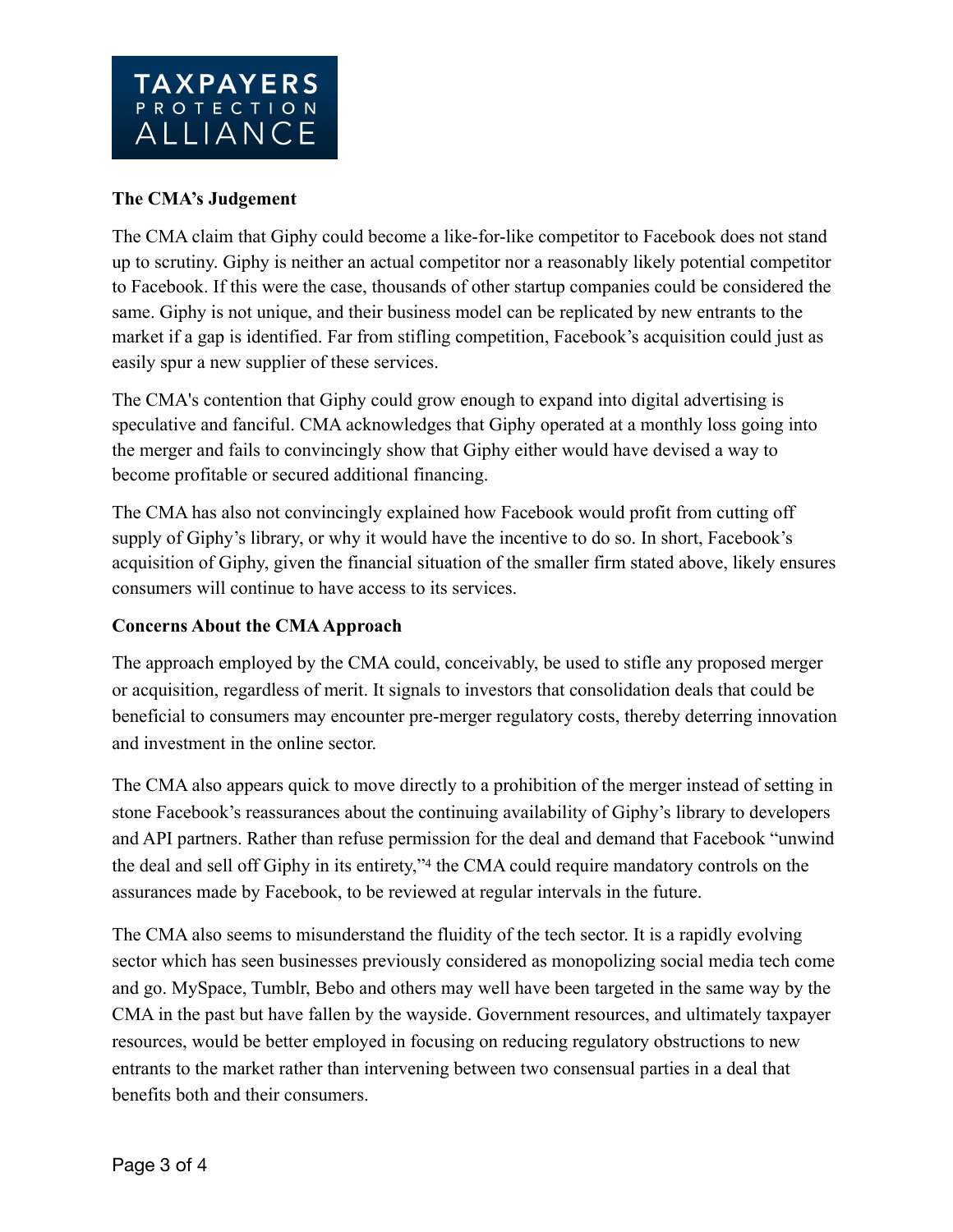**The CMA's Judgement**

The CMA claim that Giphy could become a like-for-like competitor to Facebook does not stand up to scrutiny. Giphy is neither an actual competitor nor a reasonably likely potential competitor to Facebook. If this were the case, thousands of other startup companies could be considered the same. Giphy is not unique, and their business model can be replicated by new entrants to the market if a gap is identified. Far from stifling competition, Facebook's acquisition could just as easily spur a new supplier of these services.

The CMA's contention that Giphy could grow enough to expand into digital advertising is speculative and fanciful. CMA acknowledges that Giphy operated at a monthly loss going into the merger and fails to convincingly show that Giphy either would have devised a way to become profitable or secured additional financing.

The CMA has also not convincingly explained how Facebook would profit from cutting off supply of Giphy's library, or why it would have the incentive to do so. In short, Facebook's acquisition of Giphy, given the financial situation of the smaller firm stated above, likely ensures consumers will continue to have access to its services.

**Concerns About the CMA Approach**

The approach employed by the CMA could, conceivably, be used to stifle any proposed merger or acquisition, regardless of merit. It signals to investors that consolidation deals that could be beneficial to consumers may encounter pre-merger regulatory costs, thereby deterring innovation and investment in the online sector.

The CMA also appears quick to move directly to a prohibition of the merger instead of setting in stone Facebook's reassurances about the continuing availability of Giphy's library to developers and API partners. Rather than refuse permission for the deal and demand that Facebook "unwind the deal and sell off Giphy in its entirety,"[4] the CMA could require mandatory controls on the assurances made by Facebook, to be reviewed at regular intervals in the future.

The CMA also seems to misunderstand the fluidity of the tech sector. It is a rapidly evolving sector which has seen businesses previously considered as monopolizing social media tech come and go. MySpace, Tumblr, Bebo and others may well have been targeted in the same way by the CMA in the past but have fallen by the wayside. Government resources, and ultimately taxpayer resources, would be better employed in focusing on reducing regulatory obstructions to new entrants to the market rather than intervening between two consensual parties in a deal that benefits both and their consumers.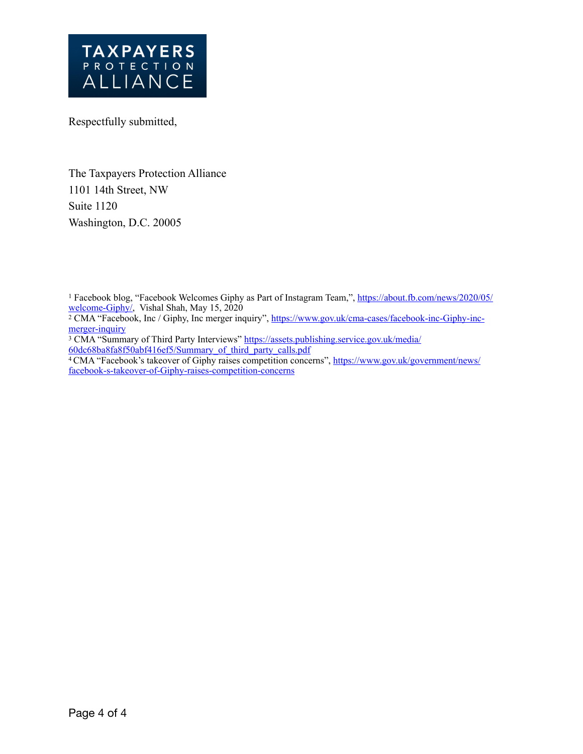TAXPAYERS PROTECTION ALLIANCE

Respectfully submitted,

The Taxpayers Protection Alliance
1101 14th Street, NW
Suite 1120
Washington, D.C. 20005

[1] Facebook blog, "Facebook Welcomes Giphy as Part of Instagram Team,", https://about.fb.com/news/2020/05/welcome-Giphy/, Vishal Shah, May 15, 2020

[2] CMA "Facebook, Inc / Giphy, Inc merger inquiry", https://www.gov.uk/cma-cases/facebook-inc-Giphy-inc-merger-inquiry

[3] CMA "Summary of Third Party Interviews" https://assets.publishing.service.gov.uk/media/60dc68ba8fa8f50abf416ef5/Summary_of_third_party_calls.pdf

[4] CMA "Facebook's takeover of Giphy raises competition concerns", https://www.gov.uk/government/news/facebook-s-takeover-of-Giphy-raises-competition-concerns